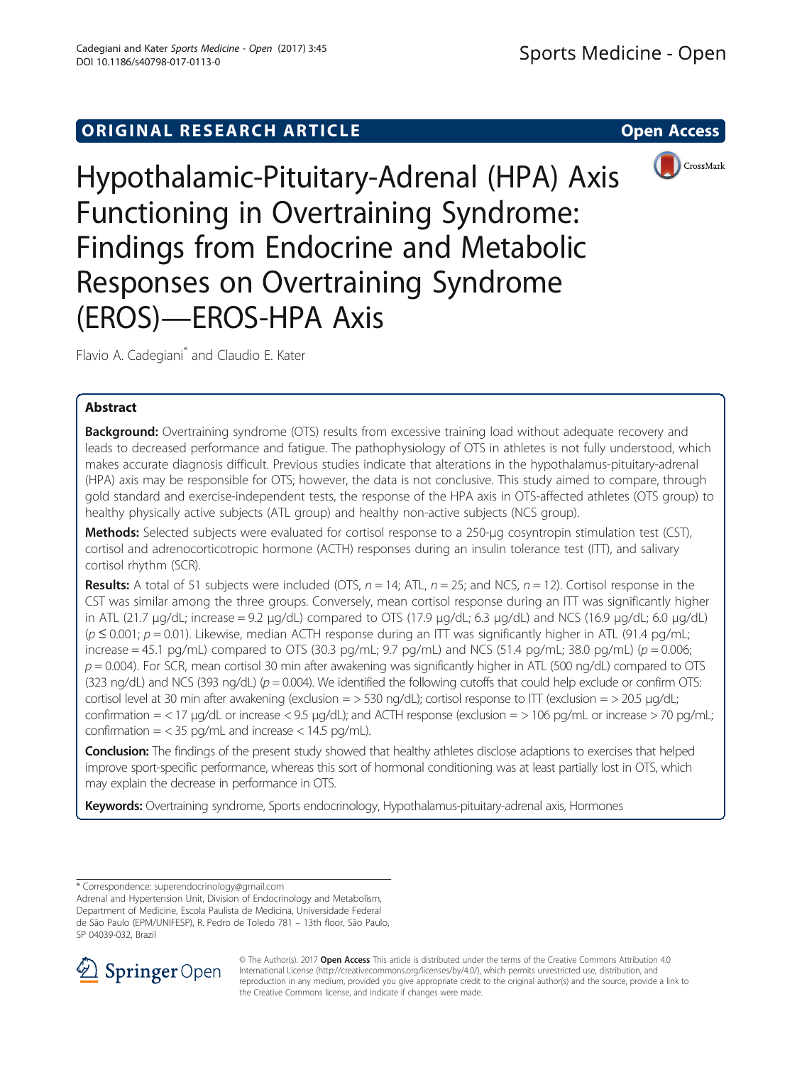ORIGINAL RESEARCH ARTICLE

Open Access

# Hypothalamic-Pituitary-Adrenal (HPA) Axis Functioning in Overtraining Syndrome: Findings from Endocrine and Metabolic Responses on Overtraining Syndrome (EROS)—EROS-HPA Axis

Flavio A. Cadegiani* and Claudio E. Kater

## Abstract

**Background:** Overtraining syndrome (OTS) results from excessive training load without adequate recovery and leads to decreased performance and fatigue. The pathophysiology of OTS in athletes is not fully understood, which makes accurate diagnosis difficult. Previous studies indicate that alterations in the hypothalamus-pituitary-adrenal (HPA) axis may be responsible for OTS; however, the data is not conclusive. This study aimed to compare, through gold standard and exercise-independent tests, the response of the HPA axis in OTS-affected athletes (OTS group) to healthy physically active subjects (ATL group) and healthy non-active subjects (NCS group).

**Methods:** Selected subjects were evaluated for cortisol response to a 250-μg cosyntropin stimulation test (CST), cortisol and adrenocorticotropic hormone (ACTH) responses during an insulin tolerance test (ITT), and salivary cortisol rhythm (SCR).

**Results:** A total of 51 subjects were included (OTS, $n = 14$; ATL, $n = 25$; and NCS, $n = 12$). Cortisol response in the CST was similar among the three groups. Conversely, mean cortisol response during an ITT was significantly higher in ATL (21.7 μg/dL; increase = 9.2 μg/dL) compared to OTS (17.9 μg/dL; 6.3 μg/dL) and NCS (16.9 μg/dL; 6.0 μg/dL) ($p \leq 0.001$; $p = 0.01$). Likewise, median ACTH response during an ITT was significantly higher in ATL (91.4 pg/mL; increase = 45.1 pg/mL) compared to OTS (30.3 pg/mL; 9.7 pg/mL) and NCS (51.4 pg/mL; 38.0 pg/mL) ($p = 0.006$; $p = 0.004$). For SCR, mean cortisol 30 min after awakening was significantly higher in ATL (500 ng/dL) compared to OTS (323 ng/dL) and NCS (393 ng/dL) ($p = 0.004$). We identified the following cutoffs that could help exclude or confirm OTS: cortisol level at 30 min after awakening (exclusion = > 530 ng/dL); cortisol response to ITT (exclusion = > 20.5 μg/dL; confirmation = < 17 μg/dL or increase < 9.5 μg/dL); and ACTH response (exclusion = > 106 pg/mL or increase > 70 pg/mL; confirmation = < 35 pg/mL and increase < 14.5 pg/mL).

**Conclusion:** The findings of the present study showed that healthy athletes disclose adaptions to exercises that helped improve sport-specific performance, whereas this sort of hormonal conditioning was at least partially lost in OTS, which may explain the decrease in performance in OTS.

**Keywords:** Overtraining syndrome, Sports endocrinology, Hypothalamus-pituitary-adrenal axis, Hormones

---

\* Correspondence: superendocrinology@gmail.com

Adrenal and Hypertension Unit, Division of Endocrinology and Metabolism, Department of Medicine, Escola Paulista de Medicina, Universidade Federal de São Paulo (EPM/UNIFESP), R. Pedro de Toledo 781 – 13th floor, São Paulo, SP 04039-032, Brazil

© The Author(s). 2017 **Open Access** This article is distributed under the terms of the Creative Commons Attribution 4.0 International License (http://creativecommons.org/licenses/by/4.0/), which permits unrestricted use, distribution, and reproduction in any medium, provided you give appropriate credit to the original author(s) and the source, provide a link to the Creative Commons license, and indicate if changes were made.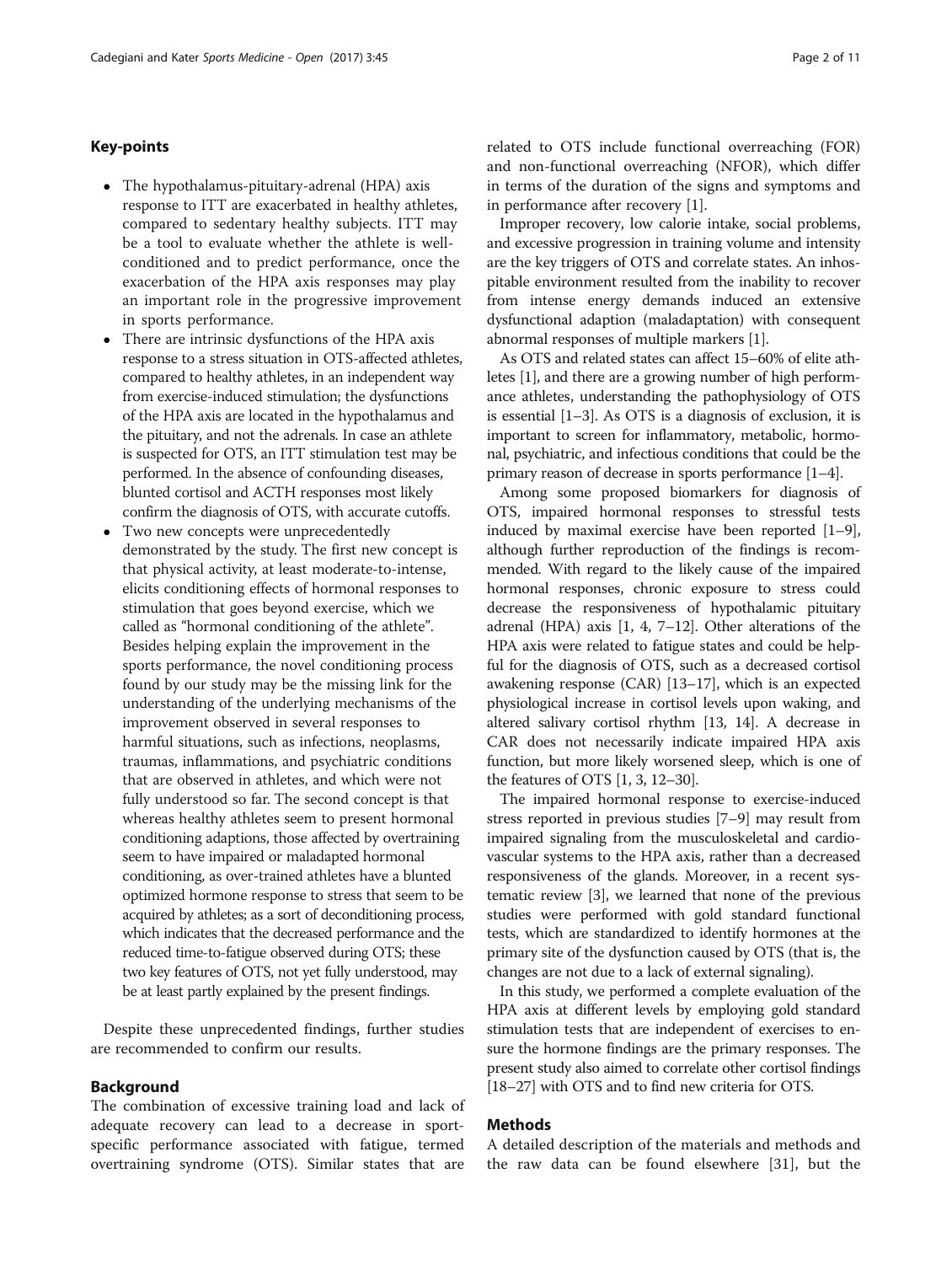## Key-points

- The hypothalamus-pituitary-adrenal (HPA) axis response to ITT are exacerbated in healthy athletes, compared to sedentary healthy subjects. ITT may be a tool to evaluate whether the athlete is well-conditioned and to predict performance, once the exacerbation of the HPA axis responses may play an important role in the progressive improvement in sports performance.
- There are intrinsic dysfunctions of the HPA axis response to a stress situation in OTS-affected athletes, compared to healthy athletes, in an independent way from exercise-induced stimulation; the dysfunctions of the HPA axis are located in the hypothalamus and the pituitary, and not the adrenals. In case an athlete is suspected for OTS, an ITT stimulation test may be performed. In the absence of confounding diseases, blunted cortisol and ACTH responses most likely confirm the diagnosis of OTS, with accurate cutoffs.
- Two new concepts were unprecedentedly demonstrated by the study. The first new concept is that physical activity, at least moderate-to-intense, elicits conditioning effects of hormonal responses to stimulation that goes beyond exercise, which we called as "hormonal conditioning of the athlete". Besides helping explain the improvement in the sports performance, the novel conditioning process found by our study may be the missing link for the understanding of the underlying mechanisms of the improvement observed in several responses to harmful situations, such as infections, neoplasms, traumas, inflammations, and psychiatric conditions that are observed in athletes, and which were not fully understood so far. The second concept is that whereas healthy athletes seem to present hormonal conditioning adaptions, those affected by overtraining seem to have impaired or maladapted hormonal conditioning, as over-trained athletes have a blunted optimized hormone response to stress that seem to be acquired by athletes; as a sort of deconditioning process, which indicates that the decreased performance and the reduced time-to-fatigue observed during OTS; these two key features of OTS, not yet fully understood, may be at least partly explained by the present findings.

Despite these unprecedented findings, further studies are recommended to confirm our results.

## Background

The combination of excessive training load and lack of adequate recovery can lead to a decrease in sport-specific performance associated with fatigue, termed overtraining syndrome (OTS). Similar states that are related to OTS include functional overreaching (FOR) and non-functional overreaching (NFOR), which differ in terms of the duration of the signs and symptoms and in performance after recovery [1].

Improper recovery, low calorie intake, social problems, and excessive progression in training volume and intensity are the key triggers of OTS and correlate states. An inhospitable environment resulted from the inability to recover from intense energy demands induced an extensive dysfunctional adaption (maladaptation) with consequent abnormal responses of multiple markers [1].

As OTS and related states can affect 15–60% of elite athletes [1], and there are a growing number of high performance athletes, understanding the pathophysiology of OTS is essential [1–3]. As OTS is a diagnosis of exclusion, it is important to screen for inflammatory, metabolic, hormonal, psychiatric, and infectious conditions that could be the primary reason of decrease in sports performance [1–4].

Among some proposed biomarkers for diagnosis of OTS, impaired hormonal responses to stressful tests induced by maximal exercise have been reported [1–9], although further reproduction of the findings is recommended. With regard to the likely cause of the impaired hormonal responses, chronic exposure to stress could decrease the responsiveness of hypothalamic pituitary adrenal (HPA) axis [1, 4, 7–12]. Other alterations of the HPA axis were related to fatigue states and could be helpful for the diagnosis of OTS, such as a decreased cortisol awakening response (CAR) [13–17], which is an expected physiological increase in cortisol levels upon waking, and altered salivary cortisol rhythm [13, 14]. A decrease in CAR does not necessarily indicate impaired HPA axis function, but more likely worsened sleep, which is one of the features of OTS [1, 3, 12–30].

The impaired hormonal response to exercise-induced stress reported in previous studies [7–9] may result from impaired signaling from the musculoskeletal and cardiovascular systems to the HPA axis, rather than a decreased responsiveness of the glands. Moreover, in a recent systematic review [3], we learned that none of the previous studies were performed with gold standard functional tests, which are standardized to identify hormones at the primary site of the dysfunction caused by OTS (that is, the changes are not due to a lack of external signaling).

In this study, we performed a complete evaluation of the HPA axis at different levels by employing gold standard stimulation tests that are independent of exercises to ensure the hormone findings are the primary responses. The present study also aimed to correlate other cortisol findings [18–27] with OTS and to find new criteria for OTS.

## Methods

A detailed description of the materials and methods and the raw data can be found elsewhere [31], but the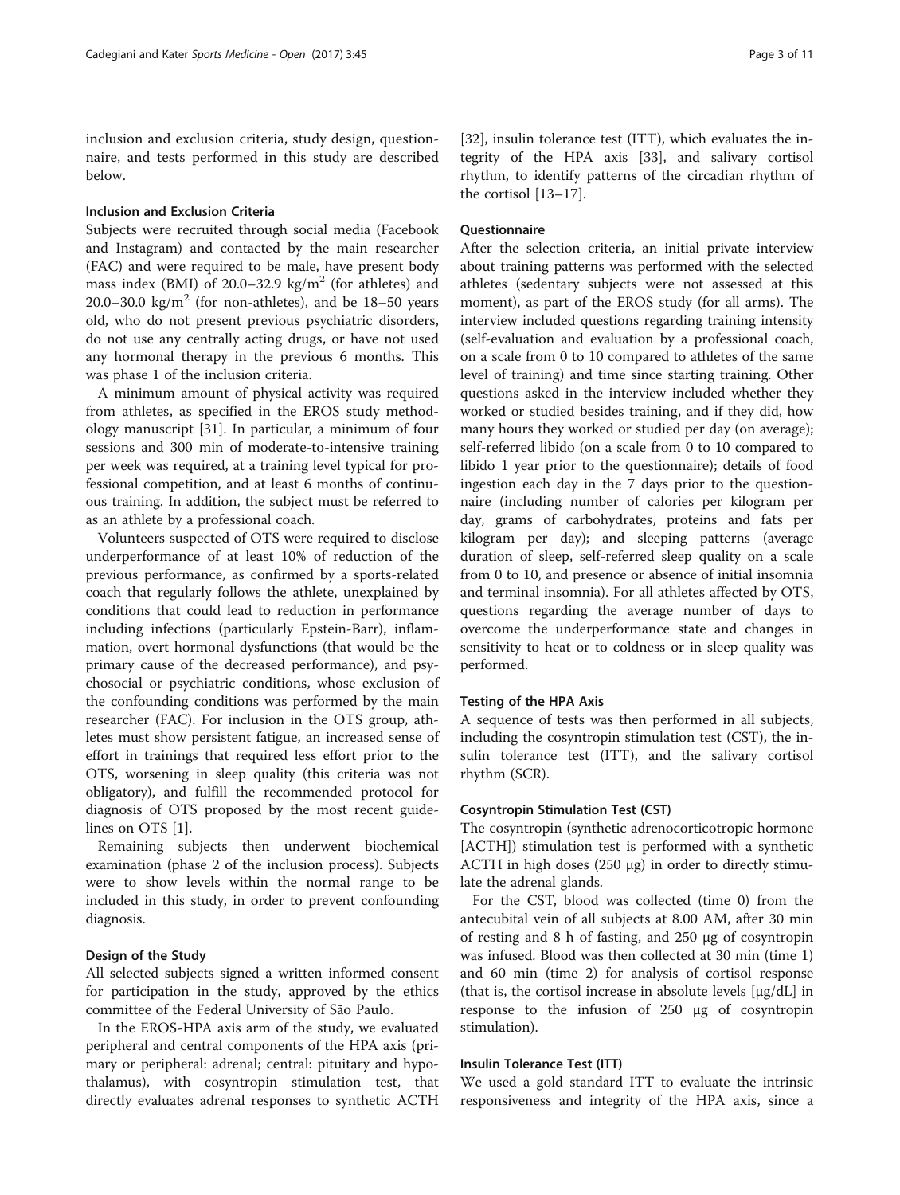inclusion and exclusion criteria, study design, questionnaire, and tests performed in this study are described below.

### Inclusion and Exclusion Criteria

Subjects were recruited through social media (Facebook and Instagram) and contacted by the main researcher (FAC) and were required to be male, have present body mass index (BMI) of 20.0–32.9 kg/m$^2$ (for athletes) and 20.0–30.0 kg/m$^2$ (for non-athletes), and be 18–50 years old, who do not present previous psychiatric disorders, do not use any centrally acting drugs, or have not used any hormonal therapy in the previous 6 months. This was phase 1 of the inclusion criteria.

A minimum amount of physical activity was required from athletes, as specified in the EROS study methodology manuscript [31]. In particular, a minimum of four sessions and 300 min of moderate-to-intensive training per week was required, at a training level typical for professional competition, and at least 6 months of continuous training. In addition, the subject must be referred to as an athlete by a professional coach.

Volunteers suspected of OTS were required to disclose underperformance of at least 10% of reduction of the previous performance, as confirmed by a sports-related coach that regularly follows the athlete, unexplained by conditions that could lead to reduction in performance including infections (particularly Epstein-Barr), inflammation, overt hormonal dysfunctions (that would be the primary cause of the decreased performance), and psychosocial or psychiatric conditions, whose exclusion of the confounding conditions was performed by the main researcher (FAC). For inclusion in the OTS group, athletes must show persistent fatigue, an increased sense of effort in trainings that required less effort prior to the OTS, worsening in sleep quality (this criteria was not obligatory), and fulfill the recommended protocol for diagnosis of OTS proposed by the most recent guidelines on OTS [1].

Remaining subjects then underwent biochemical examination (phase 2 of the inclusion process). Subjects were to show levels within the normal range to be included in this study, in order to prevent confounding diagnosis.

### Design of the Study

All selected subjects signed a written informed consent for participation in the study, approved by the ethics committee of the Federal University of São Paulo.

In the EROS-HPA axis arm of the study, we evaluated peripheral and central components of the HPA axis (primary or peripheral: adrenal; central: pituitary and hypothalamus), with cosyntropin stimulation test, that directly evaluates adrenal responses to synthetic ACTH [32], insulin tolerance test (ITT), which evaluates the integrity of the HPA axis [33], and salivary cortisol rhythm, to identify patterns of the circadian rhythm of the cortisol [13–17].

### Questionnaire

After the selection criteria, an initial private interview about training patterns was performed with the selected athletes (sedentary subjects were not assessed at this moment), as part of the EROS study (for all arms). The interview included questions regarding training intensity (self-evaluation and evaluation by a professional coach, on a scale from 0 to 10 compared to athletes of the same level of training) and time since starting training. Other questions asked in the interview included whether they worked or studied besides training, and if they did, how many hours they worked or studied per day (on average); self-referred libido (on a scale from 0 to 10 compared to libido 1 year prior to the questionnaire); details of food ingestion each day in the 7 days prior to the questionnaire (including number of calories per kilogram per day, grams of carbohydrates, proteins and fats per kilogram per day); and sleeping patterns (average duration of sleep, self-referred sleep quality on a scale from 0 to 10, and presence or absence of initial insomnia and terminal insomnia). For all athletes affected by OTS, questions regarding the average number of days to overcome the underperformance state and changes in sensitivity to heat or to coldness or in sleep quality was performed.

### Testing of the HPA Axis

A sequence of tests was then performed in all subjects, including the cosyntropin stimulation test (CST), the insulin tolerance test (ITT), and the salivary cortisol rhythm (SCR).

### Cosyntropin Stimulation Test (CST)

The cosyntropin (synthetic adrenocorticotropic hormone [ACTH]) stimulation test is performed with a synthetic ACTH in high doses (250 μg) in order to directly stimulate the adrenal glands.

For the CST, blood was collected (time 0) from the antecubital vein of all subjects at 8.00 AM, after 30 min of resting and 8 h of fasting, and 250 μg of cosyntropin was infused. Blood was then collected at 30 min (time 1) and 60 min (time 2) for analysis of cortisol response (that is, the cortisol increase in absolute levels [μg/dL] in response to the infusion of 250 μg of cosyntropin stimulation).

### Insulin Tolerance Test (ITT)

We used a gold standard ITT to evaluate the intrinsic responsiveness and integrity of the HPA axis, since a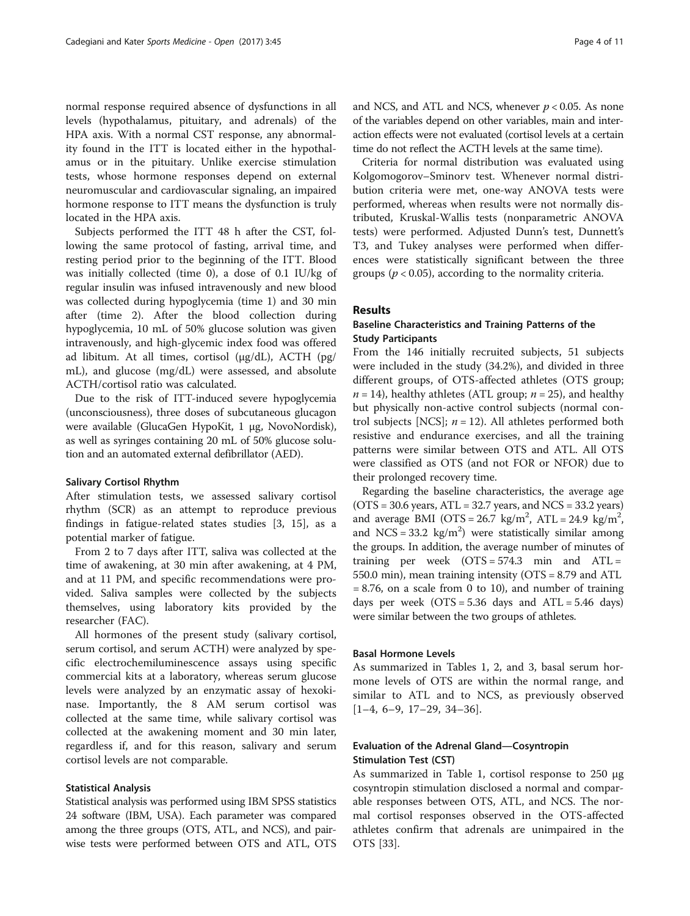normal response required absence of dysfunctions in all levels (hypothalamus, pituitary, and adrenals) of the HPA axis. With a normal CST response, any abnormality found in the ITT is located either in the hypothalamus or in the pituitary. Unlike exercise stimulation tests, whose hormone responses depend on external neuromuscular and cardiovascular signaling, an impaired hormone response to ITT means the dysfunction is truly located in the HPA axis.

Subjects performed the ITT 48 h after the CST, following the same protocol of fasting, arrival time, and resting period prior to the beginning of the ITT. Blood was initially collected (time 0), a dose of 0.1 IU/kg of regular insulin was infused intravenously and new blood was collected during hypoglycemia (time 1) and 30 min after (time 2). After the blood collection during hypoglycemia, 10 mL of 50% glucose solution was given intravenously, and high-glycemic index food was offered ad libitum. At all times, cortisol (μg/dL), ACTH (pg/mL), and glucose (mg/dL) were assessed, and absolute ACTH/cortisol ratio was calculated.

Due to the risk of ITT-induced severe hypoglycemia (unconsciousness), three doses of subcutaneous glucagon were available (GlucaGen HypoKit, 1 μg, NovoNordisk), as well as syringes containing 20 mL of 50% glucose solution and an automated external defibrillator (AED).

#### Salivary Cortisol Rhythm

After stimulation tests, we assessed salivary cortisol rhythm (SCR) as an attempt to reproduce previous findings in fatigue-related states studies [3, 15], as a potential marker of fatigue.

From 2 to 7 days after ITT, saliva was collected at the time of awakening, at 30 min after awakening, at 4 PM, and at 11 PM, and specific recommendations were provided. Saliva samples were collected by the subjects themselves, using laboratory kits provided by the researcher (FAC).

All hormones of the present study (salivary cortisol, serum cortisol, and serum ACTH) were analyzed by specific electrochemiluminescence assays using specific commercial kits at a laboratory, whereas serum glucose levels were analyzed by an enzymatic assay of hexokinase. Importantly, the 8 AM serum cortisol was collected at the same time, while salivary cortisol was collected at the awakening moment and 30 min later, regardless if, and for this reason, salivary and serum cortisol levels are not comparable.

#### Statistical Analysis

Statistical analysis was performed using IBM SPSS statistics 24 software (IBM, USA). Each parameter was compared among the three groups (OTS, ATL, and NCS), and pairwise tests were performed between OTS and ATL, OTS and NCS, and ATL and NCS, whenever $p < 0.05$. As none of the variables depend on other variables, main and interaction effects were not evaluated (cortisol levels at a certain time do not reflect the ACTH levels at the same time).

Criteria for normal distribution was evaluated using Kolgomogorov–Sminorv test. Whenever normal distribution criteria were met, one-way ANOVA tests were performed, whereas when results were not normally distributed, Kruskal-Wallis tests (nonparametric ANOVA tests) were performed. Adjusted Dunn's test, Dunnett's T3, and Tukey analyses were performed when differences were statistically significant between the three groups ($p < 0.05$), according to the normality criteria.

## Results

### Baseline Characteristics and Training Patterns of the Study Participants

From the 146 initially recruited subjects, 51 subjects were included in the study (34.2%), and divided in three different groups, of OTS-affected athletes (OTS group; $n = 14$), healthy athletes (ATL group; $n = 25$), and healthy but physically non-active control subjects (normal control subjects [NCS]; $n = 12$). All athletes performed both resistive and endurance exercises, and all the training patterns were similar between OTS and ATL. All OTS were classified as OTS (and not FOR or NFOR) due to their prolonged recovery time.

Regarding the baseline characteristics, the average age (OTS = 30.6 years, ATL = 32.7 years, and NCS = 33.2 years) and average BMI (OTS = 26.7 kg/m$^2$, ATL = 24.9 kg/m$^2$, and NCS = 33.2 kg/m$^2$) were statistically similar among the groups. In addition, the average number of minutes of training per week (OTS = 574.3 min and ATL = 550.0 min), mean training intensity (OTS = 8.79 and ATL = 8.76, on a scale from 0 to 10), and number of training days per week (OTS = 5.36 days and ATL = 5.46 days) were similar between the two groups of athletes.

### Basal Hormone Levels

As summarized in Tables 1, 2, and 3, basal serum hormone levels of OTS are within the normal range, and similar to ATL and to NCS, as previously observed [1–4, 6–9, 17–29, 34–36].

### Evaluation of the Adrenal Gland—Cosyntropin Stimulation Test (CST)

As summarized in Table 1, cortisol response to 250 μg cosyntropin stimulation disclosed a normal and comparable responses between OTS, ATL, and NCS. The normal cortisol responses observed in the OTS-affected athletes confirm that adrenals are unimpaired in the OTS [33].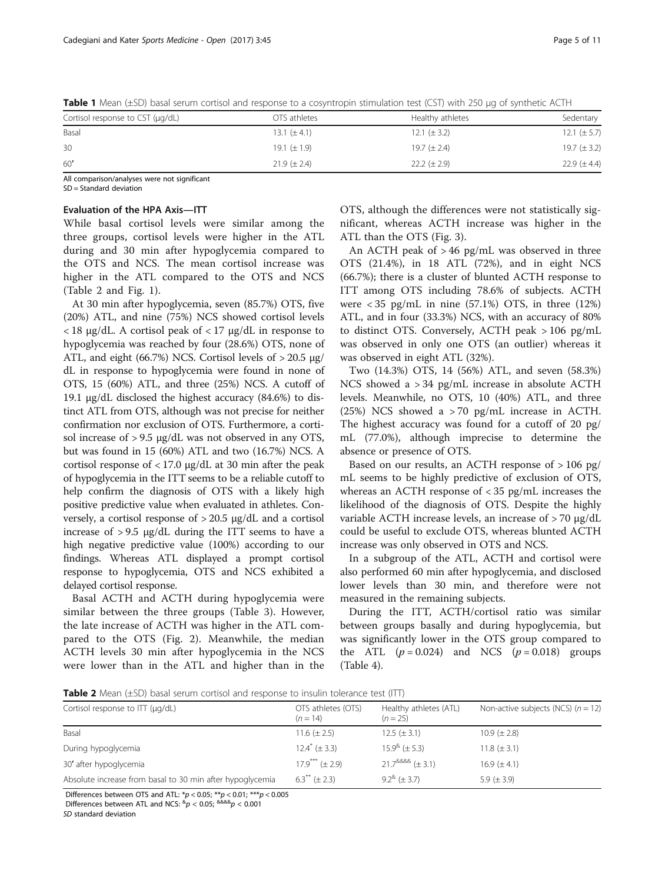**Table 1** Mean (±SD) basal serum cortisol and response to a cosyntropin stimulation test (CST) with 250 μg of synthetic ACTH

| Cortisol response to CST (μg/dL) | OTS athletes | Healthy athletes | Sedentary |
|---|---|---|---|
| Basal | 13.1 (± 4.1) | 12.1 (± 3.2) | 12.1 (± 5.7) |
| 30 | 19.1 (± 1.9) | 19.7 (± 2.4) | 19.7 (± 3.2) |
| 60′ | 21.9 (± 2.4) | 22.2 (± 2.9) | 22.9 (± 4.4) |

All comparison/analyses were not significant
SD = Standard deviation

### Evaluation of the HPA Axis—ITT

While basal cortisol levels were similar among the three groups, cortisol levels were higher in the ATL during and 30 min after hypoglycemia compared to the OTS and NCS. The mean cortisol increase was higher in the ATL compared to the OTS and NCS (Table 2 and Fig. 1).

At 30 min after hypoglycemia, seven (85.7%) OTS, five (20%) ATL, and nine (75%) NCS showed cortisol levels < 18 μg/dL. A cortisol peak of < 17 μg/dL in response to hypoglycemia was reached by four (28.6%) OTS, none of ATL, and eight (66.7%) NCS. Cortisol levels of > 20.5 μg/dL in response to hypoglycemia were found in none of OTS, 15 (60%) ATL, and three (25%) NCS. A cutoff of 19.1 μg/dL disclosed the highest accuracy (84.6%) to distinct ATL from OTS, although was not precise for neither confirmation nor exclusion of OTS. Furthermore, a cortisol increase of > 9.5 μg/dL was not observed in any OTS, but was found in 15 (60%) ATL and two (16.7%) NCS. A cortisol response of < 17.0 μg/dL at 30 min after the peak of hypoglycemia in the ITT seems to be a reliable cutoff to help confirm the diagnosis of OTS with a likely high positive predictive value when evaluated in athletes. Conversely, a cortisol response of > 20.5 μg/dL and a cortisol increase of > 9.5 μg/dL during the ITT seems to have a high negative predictive value (100%) according to our findings. Whereas ATL displayed a prompt cortisol response to hypoglycemia, OTS and NCS exhibited a delayed cortisol response.

Basal ACTH and ACTH during hypoglycemia were similar between the three groups (Table 3). However, the late increase of ACTH was higher in the ATL compared to the OTS (Fig. 2). Meanwhile, the median ACTH levels 30 min after hypoglycemia in the NCS were lower than in the ATL and higher than in the OTS, although the differences were not statistically significant, whereas ACTH increase was higher in the ATL than the OTS (Fig. 3).

An ACTH peak of > 46 pg/mL was observed in three OTS (21.4%), in 18 ATL (72%), and in eight NCS (66.7%); there is a cluster of blunted ACTH response to ITT among OTS including 78.6% of subjects. ACTH were < 35 pg/mL in nine (57.1%) OTS, in three (12%) ATL, and in four (33.3%) NCS, with an accuracy of 80% to distinct OTS. Conversely, ACTH peak > 106 pg/mL was observed in only one OTS (an outlier) whereas it was observed in eight ATL (32%).

Two (14.3%) OTS, 14 (56%) ATL, and seven (58.3%) NCS showed a > 34 pg/mL increase in absolute ACTH levels. Meanwhile, no OTS, 10 (40%) ATL, and three (25%) NCS showed a > 70 pg/mL increase in ACTH. The highest accuracy was found for a cutoff of 20 pg/mL (77.0%), although imprecise to determine the absence or presence of OTS.

Based on our results, an ACTH response of > 106 pg/mL seems to be highly predictive of exclusion of OTS, whereas an ACTH response of < 35 pg/mL increases the likelihood of the diagnosis of OTS. Despite the highly variable ACTH increase levels, an increase of > 70 μg/dL could be useful to exclude OTS, whereas blunted ACTH increase was only observed in OTS and NCS.

In a subgroup of the ATL, ACTH and cortisol were also performed 60 min after hypoglycemia, and disclosed lower levels than 30 min, and therefore were not measured in the remaining subjects.

During the ITT, ACTH/cortisol ratio was similar between groups basally and during hypoglycemia, but was significantly lower in the OTS group compared to the ATL ($p = 0.024$) and NCS ($p = 0.018$) groups (Table 4).

**Table 2** Mean (±SD) basal serum cortisol and response to insulin tolerance test (ITT)

| Cortisol response to ITT (μg/dL) | OTS athletes (OTS) ($n = 14$) | Healthy athletes (ATL) ($n = 25$) | Non-active subjects (NCS) ($n = 12$) |
|---|---|---|---|
| Basal | 11.6 (± 2.5) | 12.5 (± 3.1) | 10.9 (± 2.8) |
| During hypoglycemia | 12.4* (± 3.3) | 15.9& (± 5.3) | 11.8 (± 3.1) |
| 30′ after hypoglycemia | 17.9*** (± 2.9) | 21.7&&&& (± 3.1) | 16.9 (± 4.1) |
| Absolute increase from basal to 30 min after hypoglycemia | 6.3** (± 2.3) | 9.2& (± 3.7) | 5.9 (± 3.9) |

Differences between OTS and ATL: *$p < 0.05$; **$p < 0.01$; ***$p < 0.005$
Differences between ATL and NCS: &$p < 0.05$; &&&&$p < 0.001$
*SD* standard deviation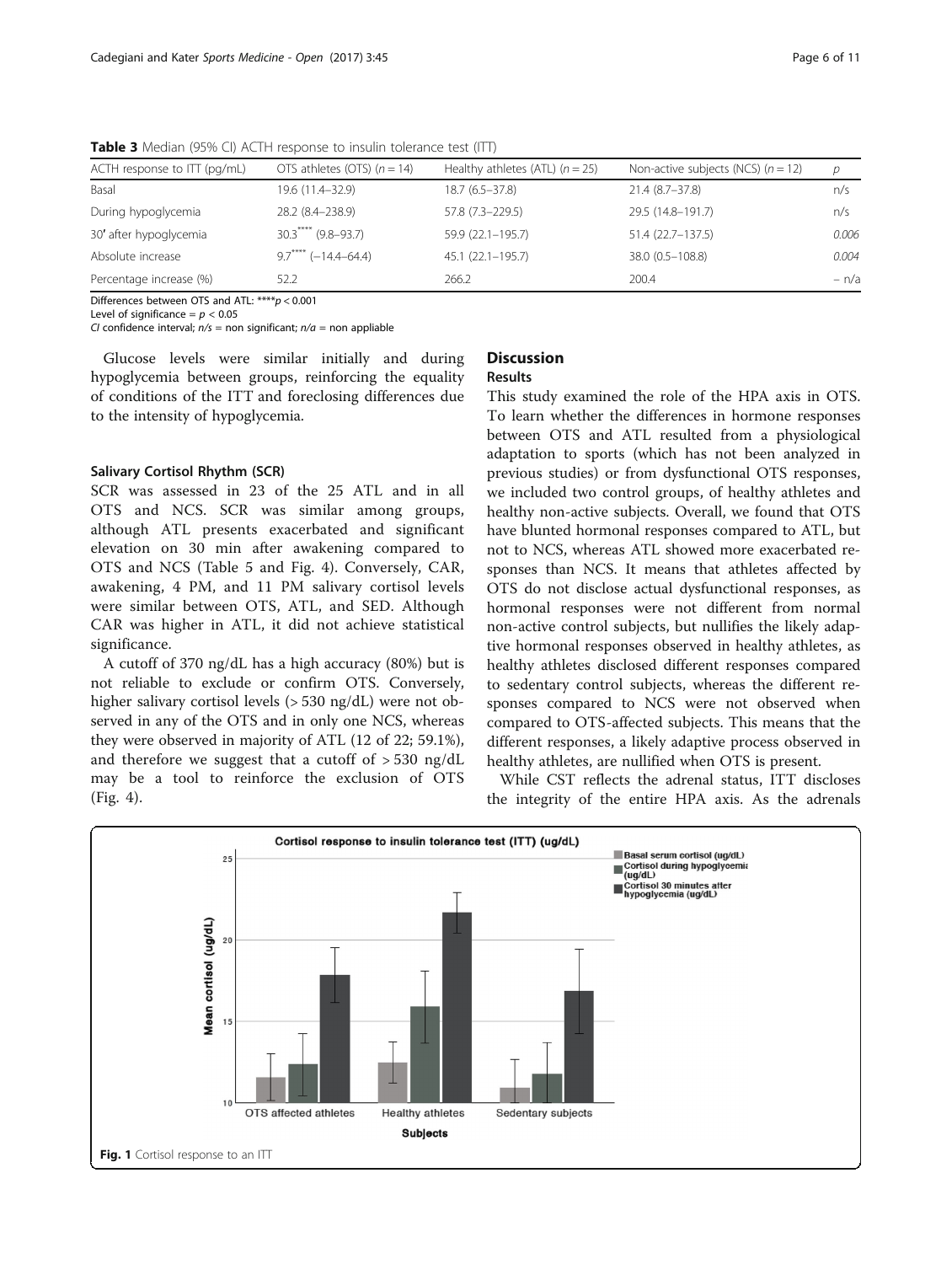**Table 3** Median (95% CI) ACTH response to insulin tolerance test (ITT)

| ACTH response to ITT (pg/mL) | OTS athletes (OTS) ($n = 14$) | Healthy athletes (ATL) ($n = 25$) | Non-active subjects (NCS) ($n = 12$) | $p$ |
|---|---|---|---|---|
| Basal | 19.6 (11.4–32.9) | 18.7 (6.5–37.8) | 21.4 (8.7–37.8) | n/s |
| During hypoglycemia | 28.2 (8.4–238.9) | 57.8 (7.3–229.5) | 29.5 (14.8–191.7) | n/s |
| 30′ after hypoglycemia | 30.3**** (9.8–93.7) | 59.9 (22.1–195.7) | 51.4 (22.7–137.5) | 0.006 |
| Absolute increase | 9.7**** (−14.4–64.4) | 45.1 (22.1–195.7) | 38.0 (0.5–108.8) | 0.004 |
| Percentage increase (%) | 52.2 | 266.2 | 200.4 | − n/a |

Differences between OTS and ATL: ****$p < 0.001$
Level of significance = $p < 0.05$
*CI* confidence interval; *n/s* = non significant; *n/a* = non appliable

Glucose levels were similar initially and during hypoglycemia between groups, reinforcing the equality of conditions of the ITT and foreclosing differences due to the intensity of hypoglycemia.

### Salivary Cortisol Rhythm (SCR)

SCR was assessed in 23 of the 25 ATL and in all OTS and NCS. SCR was similar among groups, although ATL presents exacerbated and significant elevation on 30 min after awakening compared to OTS and NCS (Table 5 and Fig. 4). Conversely, CAR, awakening, 4 PM, and 11 PM salivary cortisol levels were similar between OTS, ATL, and SED. Although CAR was higher in ATL, it did not achieve statistical significance.

A cutoff of 370 ng/dL has a high accuracy (80%) but is not reliable to exclude or confirm OTS. Conversely, higher salivary cortisol levels (> 530 ng/dL) were not observed in any of the OTS and in only one NCS, whereas they were observed in majority of ATL (12 of 22; 59.1%), and therefore we suggest that a cutoff of > 530 ng/dL may be a tool to reinforce the exclusion of OTS (Fig. 4).

## Discussion

### Results

This study examined the role of the HPA axis in OTS. To learn whether the differences in hormone responses between OTS and ATL resulted from a physiological adaptation to sports (which has not been analyzed in previous studies) or from dysfunctional OTS responses, we included two control groups, of healthy athletes and healthy non-active subjects. Overall, we found that OTS have blunted hormonal responses compared to ATL, but not to NCS, whereas ATL showed more exacerbated responses than NCS. It means that athletes affected by OTS do not disclose actual dysfunctional responses, as hormonal responses were not different from normal non-active control subjects, but nullifies the likely adaptive hormonal responses observed in healthy athletes, as healthy athletes disclosed different responses compared to sedentary control subjects, whereas the different responses compared to NCS were not observed when compared to OTS-affected subjects. This means that the different responses, a likely adaptive process observed in healthy athletes, are nullified when OTS is present.

While CST reflects the adrenal status, ITT discloses the integrity of the entire HPA axis. As the adrenals

**Fig. 1** Cortisol response to an ITT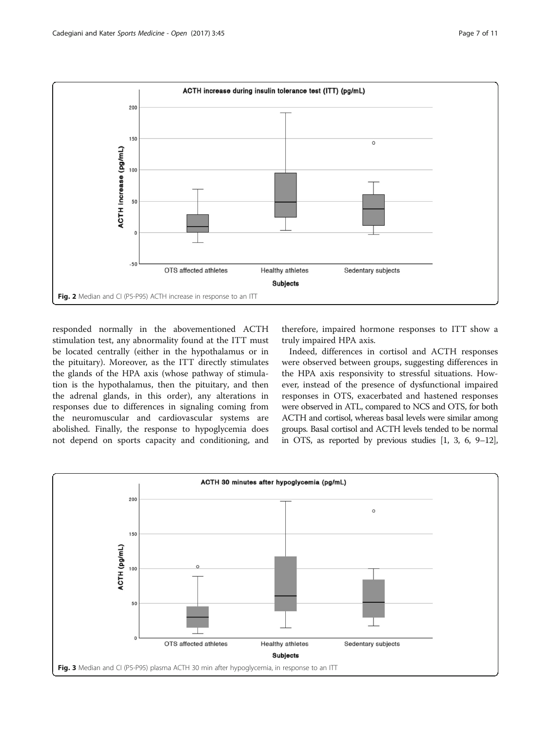Fig. 2 Median and CI (P5-P95) ACTH increase in response to an ITT

responded normally in the abovementioned ACTH stimulation test, any abnormality found at the ITT must be located centrally (either in the hypothalamus or in the pituitary). Moreover, as the ITT directly stimulates the glands of the HPA axis (whose pathway of stimulation is the hypothalamus, then the pituitary, and then the adrenal glands, in this order), any alterations in responses due to differences in signaling coming from the neuromuscular and cardiovascular systems are abolished. Finally, the response to hypoglycemia does not depend on sports capacity and conditioning, and therefore, impaired hormone responses to ITT show a truly impaired HPA axis.

Indeed, differences in cortisol and ACTH responses were observed between groups, suggesting differences in the HPA axis responsivity to stressful situations. However, instead of the presence of dysfunctional impaired responses in OTS, exacerbated and hastened responses were observed in ATL, compared to NCS and OTS, for both ACTH and cortisol, whereas basal levels were similar among groups. Basal cortisol and ACTH levels tended to be normal in OTS, as reported by previous studies [1, 3, 6, 9–12],

Fig. 3 Median and CI (P5-P95) plasma ACTH 30 min after hypoglycemia, in response to an ITT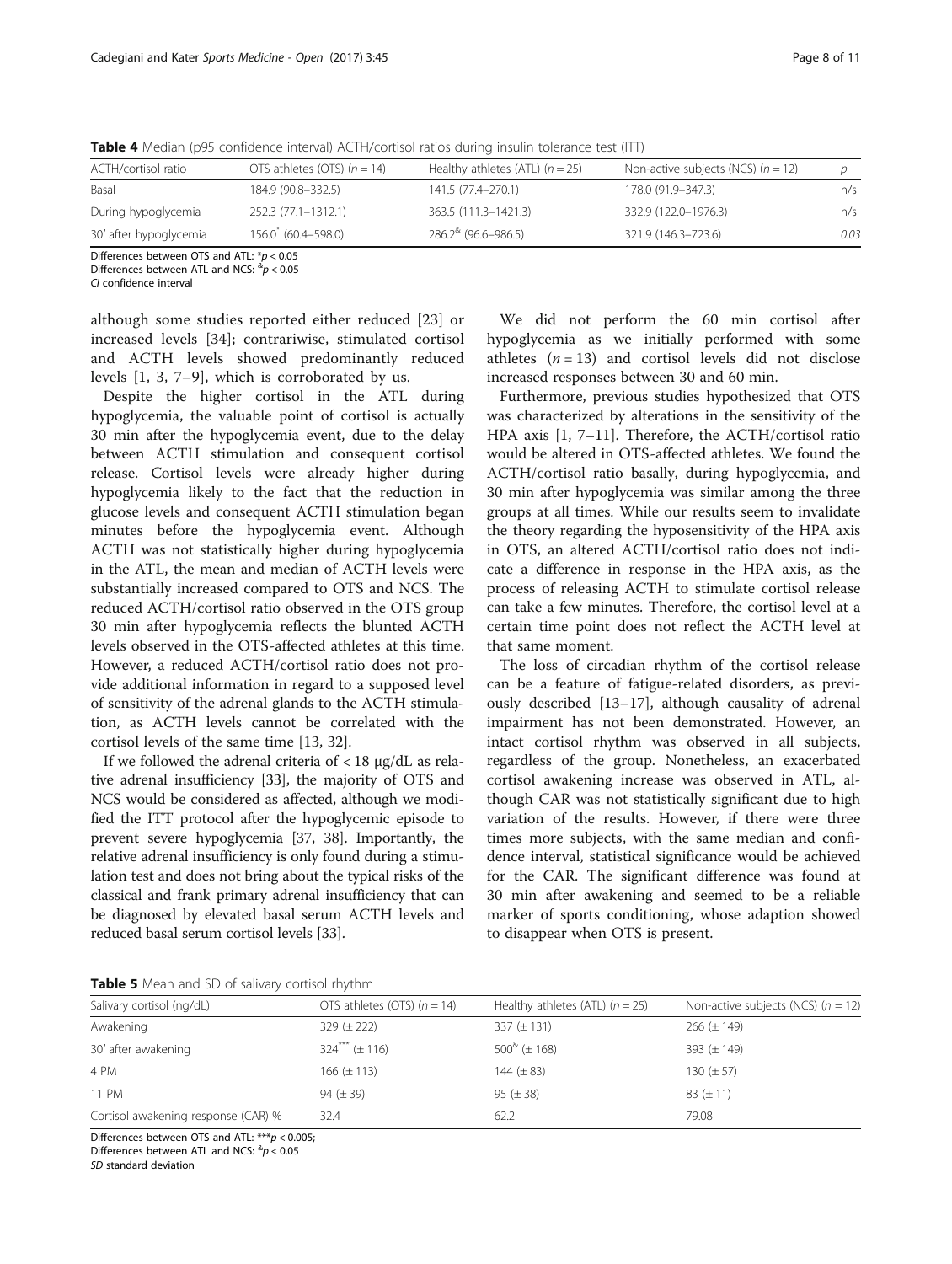**Table 4** Median (p95 confidence interval) ACTH/cortisol ratios during insulin tolerance test (ITT)

| ACTH/cortisol ratio | OTS athletes (OTS) ($n = 14$) | Healthy athletes (ATL) ($n = 25$) | Non-active subjects (NCS) ($n = 12$) | $p$ |
|---|---|---|---|---|
| Basal | 184.9 (90.8–332.5) | 141.5 (77.4–270.1) | 178.0 (91.9–347.3) | n/s |
| During hypoglycemia | 252.3 (77.1–1312.1) | 363.5 (111.3–1421.3) | 332.9 (122.0–1976.3) | n/s |
| 30′ after hypoglycemia | 156.0* (60.4–598.0) | 286.2& (96.6–986.5) | 321.9 (146.3–723.6) | 0.03 |

Differences between OTS and ATL: *$p < 0.05$
Differences between ATL and NCS: &$p < 0.05$
*CI* confidence interval

although some studies reported either reduced [23] or increased levels [34]; contrariwise, stimulated cortisol and ACTH levels showed predominantly reduced levels [1, 3, 7–9], which is corroborated by us.

Despite the higher cortisol in the ATL during hypoglycemia, the valuable point of cortisol is actually 30 min after the hypoglycemia event, due to the delay between ACTH stimulation and consequent cortisol release. Cortisol levels were already higher during hypoglycemia likely to the fact that the reduction in glucose levels and consequent ACTH stimulation began minutes before the hypoglycemia event. Although ACTH was not statistically higher during hypoglycemia in the ATL, the mean and median of ACTH levels were substantially increased compared to OTS and NCS. The reduced ACTH/cortisol ratio observed in the OTS group 30 min after hypoglycemia reflects the blunted ACTH levels observed in the OTS-affected athletes at this time. However, a reduced ACTH/cortisol ratio does not provide additional information in regard to a supposed level of sensitivity of the adrenal glands to the ACTH stimulation, as ACTH levels cannot be correlated with the cortisol levels of the same time [13, 32].

If we followed the adrenal criteria of < 18 μg/dL as relative adrenal insufficiency [33], the majority of OTS and NCS would be considered as affected, although we modified the ITT protocol after the hypoglycemic episode to prevent severe hypoglycemia [37, 38]. Importantly, the relative adrenal insufficiency is only found during a stimulation test and does not bring about the typical risks of the classical and frank primary adrenal insufficiency that can be diagnosed by elevated basal serum ACTH levels and reduced basal serum cortisol levels [33].

We did not perform the 60 min cortisol after hypoglycemia as we initially performed with some athletes ($n = 13$) and cortisol levels did not disclose increased responses between 30 and 60 min.

Furthermore, previous studies hypothesized that OTS was characterized by alterations in the sensitivity of the HPA axis [1, 7–11]. Therefore, the ACTH/cortisol ratio would be altered in OTS-affected athletes. We found the ACTH/cortisol ratio basally, during hypoglycemia, and 30 min after hypoglycemia was similar among the three groups at all times. While our results seem to invalidate the theory regarding the hyposensitivity of the HPA axis in OTS, an altered ACTH/cortisol ratio does not indicate a difference in response in the HPA axis, as the process of releasing ACTH to stimulate cortisol release can take a few minutes. Therefore, the cortisol level at a certain time point does not reflect the ACTH level at that same moment.

The loss of circadian rhythm of the cortisol release can be a feature of fatigue-related disorders, as previously described [13–17], although causality of adrenal impairment has not been demonstrated. However, an intact cortisol rhythm was observed in all subjects, regardless of the group. Nonetheless, an exacerbated cortisol awakening increase was observed in ATL, although CAR was not statistically significant due to high variation of the results. However, if there were three times more subjects, with the same median and confidence interval, statistical significance would be achieved for the CAR. The significant difference was found at 30 min after awakening and seemed to be a reliable marker of sports conditioning, whose adaption showed to disappear when OTS is present.

**Table 5** Mean and SD of salivary cortisol rhythm

| Salivary cortisol (ng/dL) | OTS athletes (OTS) ($n = 14$) | Healthy athletes (ATL) ($n = 25$) | Non-active subjects (NCS) ($n = 12$) |
|---|---|---|---|
| Awakening | 329 (± 222) | 337 (± 131) | 266 (± 149) |
| 30′ after awakening | 324*** (± 116) | 500& (± 168) | 393 (± 149) |
| 4 PM | 166 (± 113) | 144 (± 83) | 130 (± 57) |
| 11 PM | 94 (± 39) | 95 (± 38) | 83 (± 11) |
| Cortisol awakening response (CAR) % | 32.4 | 62.2 | 79.08 |

Differences between OTS and ATL: ***$p < 0.005$;
Differences between ATL and NCS: &$p < 0.05$
*SD* standard deviation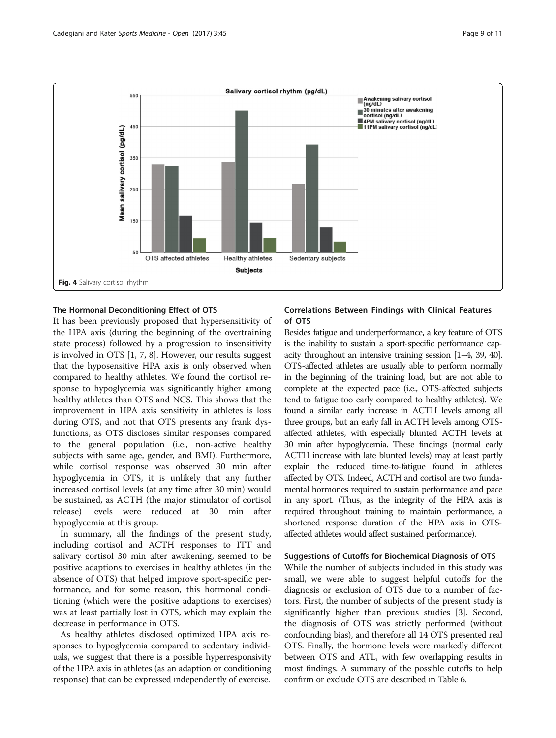Fig. 4 Salivary cortisol rhythm

### The Hormonal Deconditioning Effect of OTS

It has been previously proposed that hypersensitivity of the HPA axis (during the beginning of the overtraining state process) followed by a progression to insensitivity is involved in OTS [1, 7, 8]. However, our results suggest that the hyposensitive HPA axis is only observed when compared to healthy athletes. We found the cortisol response to hypoglycemia was significantly higher among healthy athletes than OTS and NCS. This shows that the improvement in HPA axis sensitivity in athletes is loss during OTS, and not that OTS presents any frank dysfunctions, as OTS discloses similar responses compared to the general population (i.e., non-active healthy subjects with same age, gender, and BMI). Furthermore, while cortisol response was observed 30 min after hypoglycemia in OTS, it is unlikely that any further increased cortisol levels (at any time after 30 min) would be sustained, as ACTH (the major stimulator of cortisol release) levels were reduced at 30 min after hypoglycemia at this group.

In summary, all the findings of the present study, including cortisol and ACTH responses to ITT and salivary cortisol 30 min after awakening, seemed to be positive adaptions to exercises in healthy athletes (in the absence of OTS) that helped improve sport-specific performance, and for some reason, this hormonal conditioning (which were the positive adaptions to exercises) was at least partially lost in OTS, which may explain the decrease in performance in OTS.

As healthy athletes disclosed optimized HPA axis responses to hypoglycemia compared to sedentary individuals, we suggest that there is a possible hyperresponsivity of the HPA axis in athletes (as an adaption or conditioning response) that can be expressed independently of exercise.

### Correlations Between Findings with Clinical Features of OTS

Besides fatigue and underperformance, a key feature of OTS is the inability to sustain a sport-specific performance capacity throughout an intensive training session [1–4, 39, 40]. OTS-affected athletes are usually able to perform normally in the beginning of the training load, but are not able to complete at the expected pace (i.e., OTS-affected subjects tend to fatigue too early compared to healthy athletes). We found a similar early increase in ACTH levels among all three groups, but an early fall in ACTH levels among OTS-affected athletes, with especially blunted ACTH levels at 30 min after hypoglycemia. These findings (normal early ACTH increase with late blunted levels) may at least partly explain the reduced time-to-fatigue found in athletes affected by OTS. Indeed, ACTH and cortisol are two fundamental hormones required to sustain performance and pace in any sport. (Thus, as the integrity of the HPA axis is required throughout training to maintain performance, a shortened response duration of the HPA axis in OTS-affected athletes would affect sustained performance).

### Suggestions of Cutoffs for Biochemical Diagnosis of OTS

While the number of subjects included in this study was small, we were able to suggest helpful cutoffs for the diagnosis or exclusion of OTS due to a number of factors. First, the number of subjects of the present study is significantly higher than previous studies [3]. Second, the diagnosis of OTS was strictly performed (without confounding bias), and therefore all 14 OTS presented real OTS. Finally, the hormone levels were markedly different between OTS and ATL, with few overlapping results in most findings. A summary of the possible cutoffs to help confirm or exclude OTS are described in Table 6.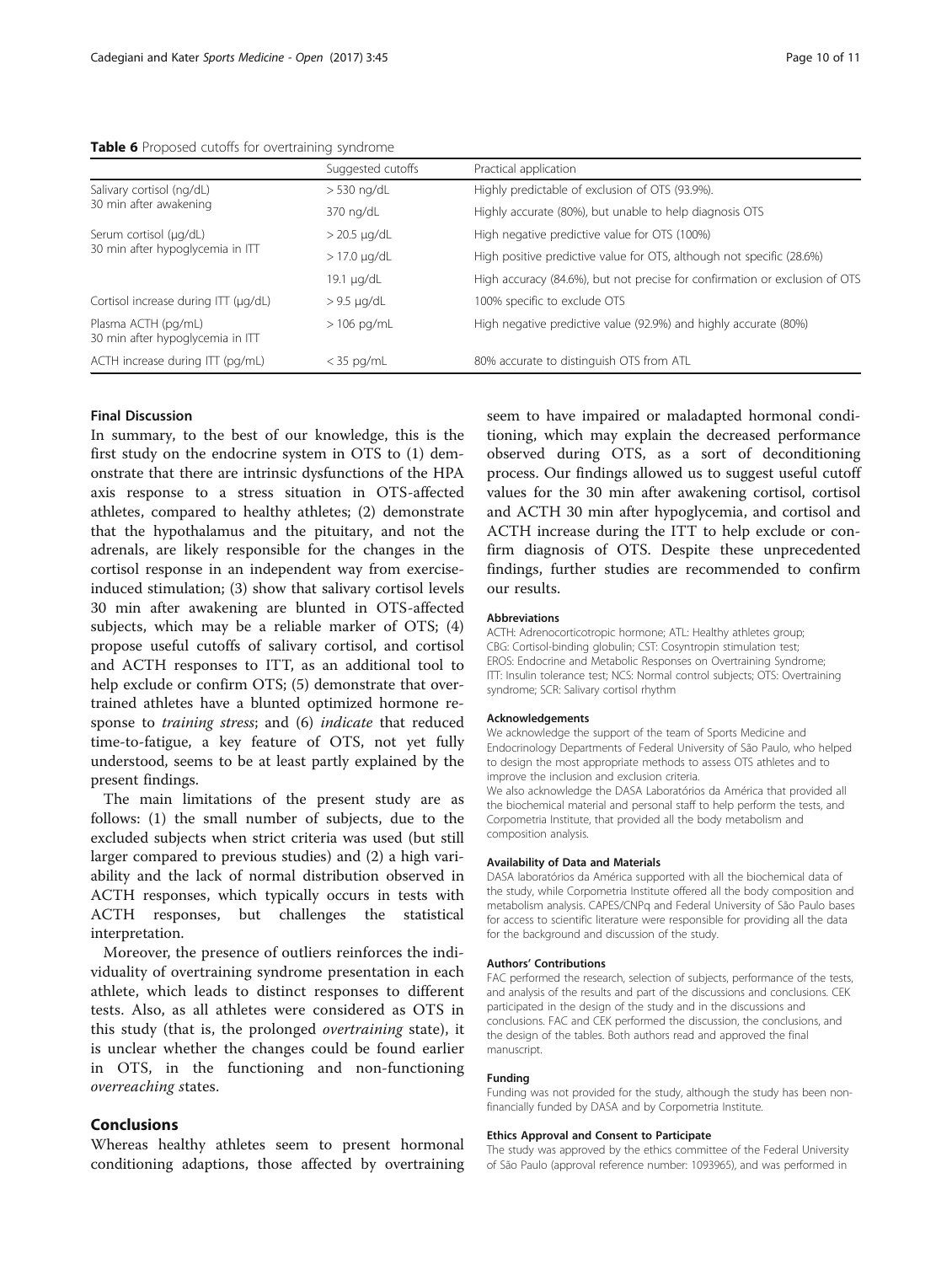**Table 6** Proposed cutoffs for overtraining syndrome

| | Suggested cutoffs | Practical application |
|---|---|---|
| Salivary cortisol (ng/dL) 30 min after awakening | > 530 ng/dL | Highly predictable of exclusion of OTS (93.9%). |
| | 370 ng/dL | Highly accurate (80%), but unable to help diagnosis OTS |
| Serum cortisol (μg/dL) 30 min after hypoglycemia in ITT | > 20.5 μg/dL | High negative predictive value for OTS (100%) |
| | > 17.0 μg/dL | High positive predictive value for OTS, although not specific (28.6%) |
| | 19.1 μg/dL | High accuracy (84.6%), but not precise for confirmation or exclusion of OTS |
| Cortisol increase during ITT (μg/dL) | > 9.5 μg/dL | 100% specific to exclude OTS |
| Plasma ACTH (pg/mL) 30 min after hypoglycemia in ITT | > 106 pg/mL | High negative predictive value (92.9%) and highly accurate (80%) |
| ACTH increase during ITT (pg/mL) | < 35 pg/mL | 80% accurate to distinguish OTS from ATL |

### Final Discussion

In summary, to the best of our knowledge, this is the first study on the endocrine system in OTS to (1) demonstrate that there are intrinsic dysfunctions of the HPA axis response to a stress situation in OTS-affected athletes, compared to healthy athletes; (2) demonstrate that the hypothalamus and the pituitary, and not the adrenals, are likely responsible for the changes in the cortisol response in an independent way from exercise-induced stimulation; (3) show that salivary cortisol levels 30 min after awakening are blunted in OTS-affected subjects, which may be a reliable marker of OTS; (4) propose useful cutoffs of salivary cortisol, and cortisol and ACTH responses to ITT, as an additional tool to help exclude or confirm OTS; (5) demonstrate that overtrained athletes have a blunted optimized hormone response to *training stress*; and (6) *indicate* that reduced time-to-fatigue, a key feature of OTS, not yet fully understood, seems to be at least partly explained by the present findings.

The main limitations of the present study are as follows: (1) the small number of subjects, due to the excluded subjects when strict criteria was used (but still larger compared to previous studies) and (2) a high variability and the lack of normal distribution observed in ACTH responses, which typically occurs in tests with ACTH responses, but challenges the statistical interpretation.

Moreover, the presence of outliers reinforces the individuality of overtraining syndrome presentation in each athlete, which leads to distinct responses to different tests. Also, as all athletes were considered as OTS in this study (that is, the prolonged *overtraining* state), it is unclear whether the changes could be found earlier in OTS, in the functioning and non-functioning *overreaching s*tates.

## Conclusions

Whereas healthy athletes seem to present hormonal conditioning adaptions, those affected by overtraining seem to have impaired or maladapted hormonal conditioning, which may explain the decreased performance observed during OTS, as a sort of deconditioning process. Our findings allowed us to suggest useful cutoff values for the 30 min after awakening cortisol, cortisol and ACTH 30 min after hypoglycemia, and cortisol and ACTH increase during the ITT to help exclude or confirm diagnosis of OTS. Despite these unprecedented findings, further studies are recommended to confirm our results.

#### Abbreviations

ACTH: Adrenocorticotropic hormone; ATL: Healthy athletes group; CBG: Cortisol-binding globulin; CST: Cosyntropin stimulation test; EROS: Endocrine and Metabolic Responses on Overtraining Syndrome; ITT: Insulin tolerance test; NCS: Normal control subjects; OTS: Overtraining syndrome; SCR: Salivary cortisol rhythm

#### Acknowledgements

We acknowledge the support of the team of Sports Medicine and Endocrinology Departments of Federal University of São Paulo, who helped to design the most appropriate methods to assess OTS athletes and to improve the inclusion and exclusion criteria.

We also acknowledge the DASA Laboratórios da América that provided all the biochemical material and personal staff to help perform the tests, and Corpometria Institute, that provided all the body metabolism and composition analysis.

#### Availability of Data and Materials

DASA laboratórios da América supported with all the biochemical data of the study, while Corpometria Institute offered all the body composition and metabolism analysis. CAPES/CNPq and Federal University of São Paulo bases for access to scientific literature were responsible for providing all the data for the background and discussion of the study.

#### Authors' Contributions

FAC performed the research, selection of subjects, performance of the tests, and analysis of the results and part of the discussions and conclusions. CEK participated in the design of the study and in the discussions and conclusions. FAC and CEK performed the discussion, the conclusions, and the design of the tables. Both authors read and approved the final manuscript.

#### Funding

Funding was not provided for the study, although the study has been non-financially funded by DASA and by Corpometria Institute.

#### Ethics Approval and Consent to Participate

The study was approved by the ethics committee of the Federal University of São Paulo (approval reference number: 1093965), and was performed in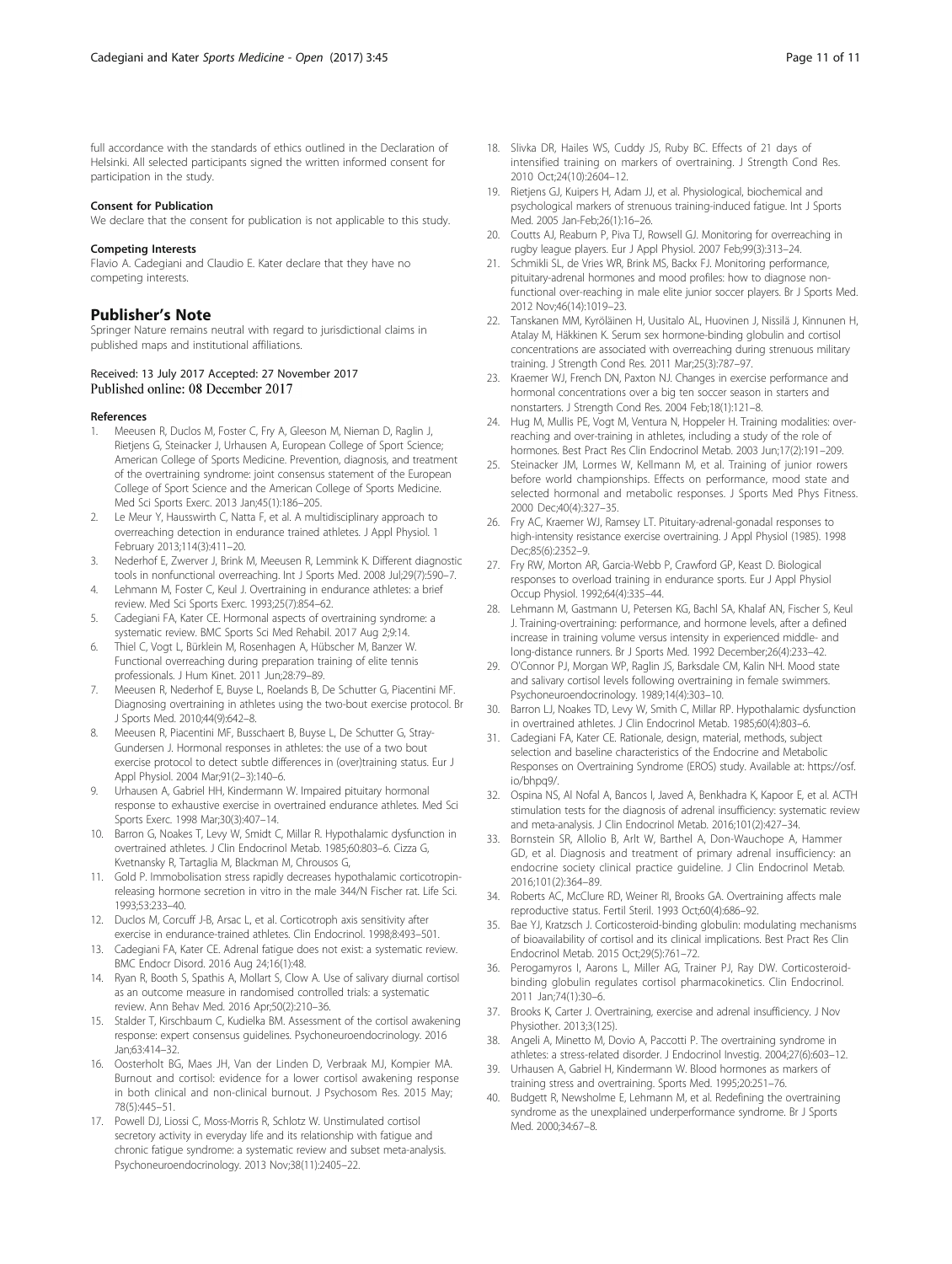full accordance with the standards of ethics outlined in the Declaration of Helsinki. All selected participants signed the written informed consent for participation in the study.

#### Consent for Publication

We declare that the consent for publication is not applicable to this study.

#### Competing Interests

Flavio A. Cadegiani and Claudio E. Kater declare that they have no competing interests.

## Publisher's Note

Springer Nature remains neutral with regard to jurisdictional claims in published maps and institutional affiliations.

Received: 13 July 2017 Accepted: 27 November 2017
Published online: 08 December 2017

#### References

1. Meeusen R, Duclos M, Foster C, Fry A, Gleeson M, Nieman D, Raglin J, Rietjens G, Steinacker J, Urhausen A, European College of Sport Science; American College of Sports Medicine. Prevention, diagnosis, and treatment of the overtraining syndrome: joint consensus statement of the European College of Sport Science and the American College of Sports Medicine. Med Sci Sports Exerc. 2013 Jan;45(1):186–205.
2. Le Meur Y, Hausswirth C, Natta F, et al. A multidisciplinary approach to overreaching detection in endurance trained athletes. J Appl Physiol. 1 February 2013;114(3):411–20.
3. Nederhof E, Zwerver J, Brink M, Meeusen R, Lemmink K. Different diagnostic tools in nonfunctional overreaching. Int J Sports Med. 2008 Jul;29(7):590–7.
4. Lehmann M, Foster C, Keul J. Overtraining in endurance athletes: a brief review. Med Sci Sports Exerc. 1993;25(7):854–62.
5. Cadegiani FA, Kater CE. Hormonal aspects of overtraining syndrome: a systematic review. BMC Sports Sci Med Rehabil. 2017 Aug 2;9:14.
6. Thiel C, Vogt L, Bürklein M, Rosenhagen A, Hübscher M, Banzer W. Functional overreaching during preparation training of elite tennis professionals. J Hum Kinet. 2011 Jun;28:79–89.
7. Meeusen R, Nederhof E, Buyse L, Roelands B, De Schutter G, Piacentini MF. Diagnosing overtraining in athletes using the two-bout exercise protocol. Br J Sports Med. 2010;44(9):642–8.
8. Meeusen R, Piacentini MF, Busschaert B, Buyse L, De Schutter G, Stray-Gundersen J. Hormonal responses in athletes: the use of a two bout exercise protocol to detect subtle differences in (over)training status. Eur J Appl Physiol. 2004 Mar;91(2–3):140–6.
9. Urhausen A, Gabriel HH, Kindermann W. Impaired pituitary hormonal response to exhaustive exercise in overtrained endurance athletes. Med Sci Sports Exerc. 1998 Mar;30(3):407–14.
10. Barron G, Noakes T, Levy W, Smidt C, Millar R. Hypothalamic dysfunction in overtrained athletes. J Clin Endocrinol Metab. 1985;60:803–6. Cizza G, Kvetnansky R, Tartaglia M, Blackman M, Chrousos G,
11. Gold P. Immobolisation stress rapidly decreases hypothalamic corticotropin-releasing hormone secretion in vitro in the male 344/N Fischer rat. Life Sci. 1993;53:233–40.
12. Duclos M, Corcuff J-B, Arsac L, et al. Corticotroph axis sensitivity after exercise in endurance-trained athletes. Clin Endocrinol. 1998;8:493–501.
13. Cadegiani FA, Kater CE. Adrenal fatigue does not exist: a systematic review. BMC Endocr Disord. 2016 Aug 24;16(1):48.
14. Ryan R, Booth S, Spathis A, Mollart S, Clow A. Use of salivary diurnal cortisol as an outcome measure in randomised controlled trials: a systematic review. Ann Behav Med. 2016 Apr;50(2):210–36.
15. Stalder T, Kirschbaum C, Kudielka BM. Assessment of the cortisol awakening response: expert consensus guidelines. Psychoneuroendocrinology. 2016 Jan;63:414–32.
16. Oosterholt BG, Maes JH, Van der Linden D, Verbraak MJ, Kompier MA. Burnout and cortisol: evidence for a lower cortisol awakening response in both clinical and non-clinical burnout. J Psychosom Res. 2015 May;78(5):445–51.
17. Powell DJ, Liossi C, Moss-Morris R, Schlotz W. Unstimulated cortisol secretory activity in everyday life and its relationship with fatigue and chronic fatigue syndrome: a systematic review and subset meta-analysis. Psychoneuroendocrinology. 2013 Nov;38(11):2405–22.
18. Slivka DR, Hailes WS, Cuddy JS, Ruby BC. Effects of 21 days of intensified training on markers of overtraining. J Strength Cond Res. 2010 Oct;24(10):2604–12.
19. Rietjens GJ, Kuipers H, Adam JJ, et al. Physiological, biochemical and psychological markers of strenuous training-induced fatigue. Int J Sports Med. 2005 Jan-Feb;26(1):16–26.
20. Coutts AJ, Reaburn P, Piva TJ, Rowsell GJ. Monitoring for overreaching in rugby league players. Eur J Appl Physiol. 2007 Feb;99(3):313–24.
21. Schmikli SL, de Vries WR, Brink MS, Backx FJ. Monitoring performance, pituitary-adrenal hormones and mood profiles: how to diagnose non-functional over-reaching in male elite junior soccer players. Br J Sports Med. 2012 Nov;46(14):1019–23.
22. Tanskanen MM, Kyröläinen H, Uusitalo AL, Huovinen J, Nissilä J, Kinnunen H, Atalay M, Häkkinen K. Serum sex hormone-binding globulin and cortisol concentrations are associated with overreaching during strenuous military training. J Strength Cond Res. 2011 Mar;25(3):787–97.
23. Kraemer WJ, French DN, Paxton NJ. Changes in exercise performance and hormonal concentrations over a big ten soccer season in starters and nonstarters. J Strength Cond Res. 2004 Feb;18(1):121–8.
24. Hug M, Mullis PE, Vogt M, Ventura N, Hoppeler H. Training modalities: over-reaching and over-training in athletes, including a study of the role of hormones. Best Pract Res Clin Endocrinol Metab. 2003 Jun;17(2):191–209.
25. Steinacker JM, Lormes W, Kellmann M, et al. Training of junior rowers before world championships. Effects on performance, mood state and selected hormonal and metabolic responses. J Sports Med Phys Fitness. 2000 Dec;40(4):327–35.
26. Fry AC, Kraemer WJ, Ramsey LT. Pituitary-adrenal-gonadal responses to high-intensity resistance exercise overtraining. J Appl Physiol (1985). 1998 Dec;85(6):2352–9.
27. Fry RW, Morton AR, Garcia-Webb P, Crawford GP, Keast D. Biological responses to overload training in endurance sports. Eur J Appl Physiol Occup Physiol. 1992;64(4):335–44.
28. Lehmann M, Gastmann U, Petersen KG, Bachl SA, Khalaf AN, Fischer S, Keul J. Training-overtraining: performance, and hormone levels, after a defined increase in training volume versus intensity in experienced middle- and long-distance runners. Br J Sports Med. 1992 December;26(4):233–42.
29. O'Connor PJ, Morgan WP, Raglin JS, Barksdale CM, Kalin NH. Mood state and salivary cortisol levels following overtraining in female swimmers. Psychoneuroendocrinology. 1989;14(4):303–10.
30. Barron LJ, Noakes TD, Levy W, Smith C, Millar RP. Hypothalamic dysfunction in overtrained athletes. J Clin Endocrinol Metab. 1985;60(4):803–6.
31. Cadegiani FA, Kater CE. Rationale, design, material, methods, subject selection and baseline characteristics of the Endocrine and Metabolic Responses on Overtraining Syndrome (EROS) study. Available at: https://osf.io/bhpq9/.
32. Ospina NS, Al Nofal A, Bancos I, Javed A, Benkhadra K, Kapoor E, et al. ACTH stimulation tests for the diagnosis of adrenal insufficiency: systematic review and meta-analysis. J Clin Endocrinol Metab. 2016;101(2):427–34.
33. Bornstein SR, Allolio B, Arlt W, Barthel A, Don-Wauchope A, Hammer GD, et al. Diagnosis and treatment of primary adrenal insufficiency: an endocrine society clinical practice guideline. J Clin Endocrinol Metab. 2016;101(2):364–89.
34. Roberts AC, McClure RD, Weiner RI, Brooks GA. Overtraining affects male reproductive status. Fertil Steril. 1993 Oct;60(4):686–92.
35. Bae YJ, Kratzsch J. Corticosteroid-binding globulin: modulating mechanisms of bioavailability of cortisol and its clinical implications. Best Pract Res Clin Endocrinol Metab. 2015 Oct;29(5):761–72.
36. Perogamvros I, Aarons L, Miller AG, Trainer PJ, Ray DW. Corticosteroid-binding globulin regulates cortisol pharmacokinetics. Clin Endocrinol. 2011 Jan;74(1):30–6.
37. Brooks K, Carter J. Overtraining, exercise and adrenal insufficiency. J Nov Physiother. 2013;3(125).
38. Angeli A, Minetto M, Dovio A, Paccotti P. The overtraining syndrome in athletes: a stress-related disorder. J Endocrinol Investig. 2004;27(6):603–12.
39. Urhausen A, Gabriel H, Kindermann W. Blood hormones as markers of training stress and overtraining. Sports Med. 1995;20:251–76.
40. Budgett R, Newsholme E, Lehmann M, et al. Redefining the overtraining syndrome as the unexplained underperformance syndrome. Br J Sports Med. 2000;34:67–8.